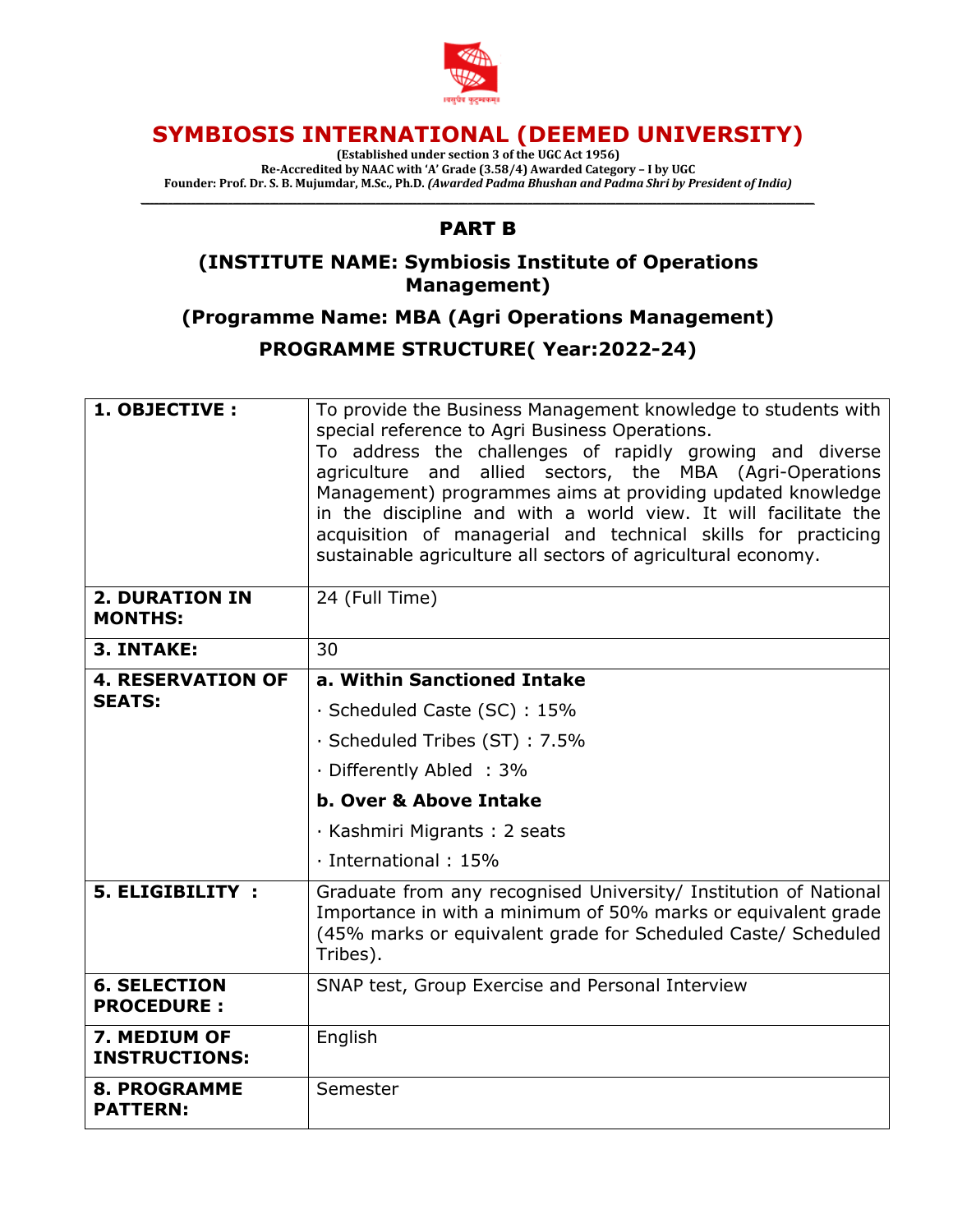# SYMBIOSIS INTERNATIONAL (DEEMED UNIVERSITY)

**(Established under section 3 of the UGC Act 1956)**
**Re-Accredited by NAAC with 'A' Grade (3.58/4) Awarded Category – I by UGC**
**Founder: Prof. Dr. S. B. Mujumdar, M.Sc., Ph.D.** ***(Awarded Padma Bhushan and Padma Shri by President of India)***

## PART B

## (INSTITUTE NAME: Symbiosis Institute of Operations Management)

## (Programme Name: MBA (Agri Operations Management)

## PROGRAMME STRUCTURE( Year:2022-24)

| | |
|---|---|
| **1. OBJECTIVE :** | To provide the Business Management knowledge to students with special reference to Agri Business Operations.<br>To address the challenges of rapidly growing and diverse agriculture and allied sectors, the MBA (Agri-Operations Management) programmes aims at providing updated knowledge in the discipline and with a world view. It will facilitate the acquisition of managerial and technical skills for practicing sustainable agriculture all sectors of agricultural economy. |
| **2. DURATION IN MONTHS:** | 24 (Full Time) |
| **3. INTAKE:** | 30 |
| **4. RESERVATION OF SEATS:** | **a. Within Sanctioned Intake**<br>· Scheduled Caste (SC) : 15%<br>· Scheduled Tribes (ST) : 7.5%<br>· Differently Abled : 3%<br>**b. Over & Above Intake**<br>· Kashmiri Migrants : 2 seats<br>· International : 15% |
| **5. ELIGIBILITY :** | Graduate from any recognised University/ Institution of National Importance in with a minimum of 50% marks or equivalent grade (45% marks or equivalent grade for Scheduled Caste/ Scheduled Tribes). |
| **6. SELECTION PROCEDURE :** | SNAP test, Group Exercise and Personal Interview |
| **7. MEDIUM OF INSTRUCTIONS:** | English |
| **8. PROGRAMME PATTERN:** | Semester |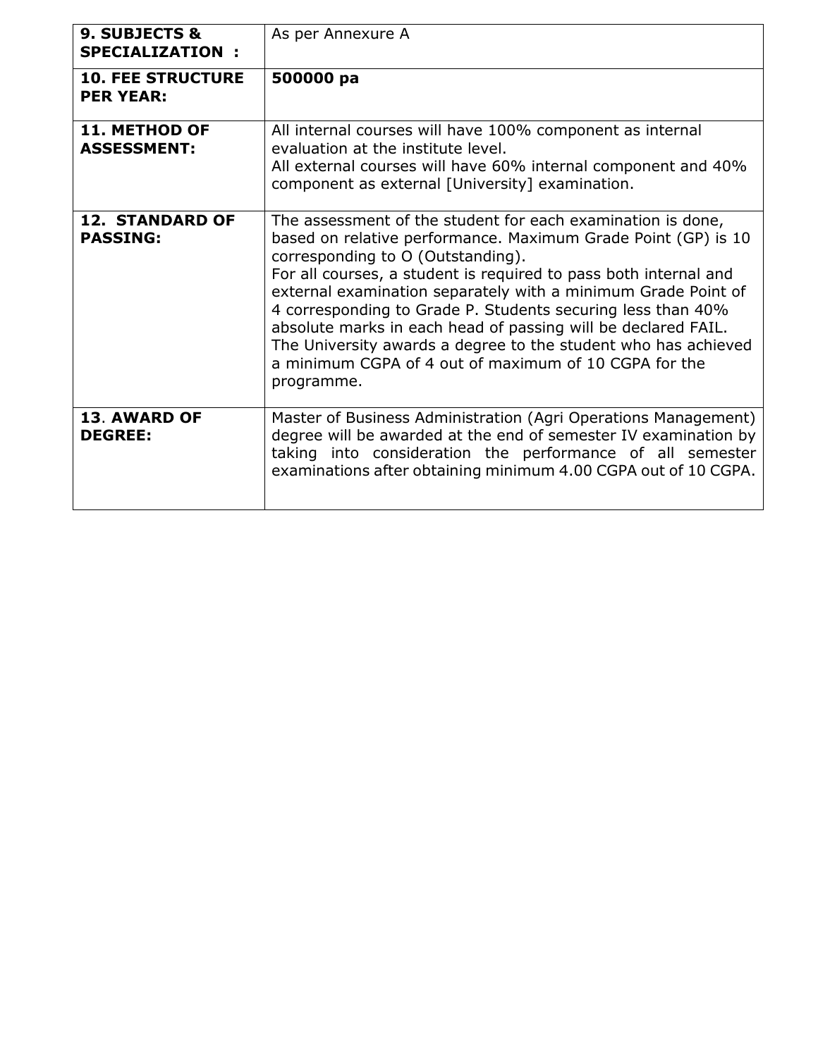| | |
|---|---|
| **9. SUBJECTS & SPECIALIZATION :** | As per Annexure A |
| **10. FEE STRUCTURE PER YEAR:** | **500000 pa** |
| **11. METHOD OF ASSESSMENT:** | All internal courses will have 100% component as internal evaluation at the institute level.<br>All external courses will have 60% internal component and 40% component as external [University] examination. |
| **12. STANDARD OF PASSING:** | The assessment of the student for each examination is done, based on relative performance. Maximum Grade Point (GP) is 10 corresponding to O (Outstanding).<br>For all courses, a student is required to pass both internal and external examination separately with a minimum Grade Point of 4 corresponding to Grade P. Students securing less than 40% absolute marks in each head of passing will be declared FAIL.<br>The University awards a degree to the student who has achieved a minimum CGPA of 4 out of maximum of 10 CGPA for the programme. |
| **13. AWARD OF DEGREE:** | Master of Business Administration (Agri Operations Management) degree will be awarded at the end of semester IV examination by taking into consideration the performance of all semester examinations after obtaining minimum 4.00 CGPA out of 10 CGPA. |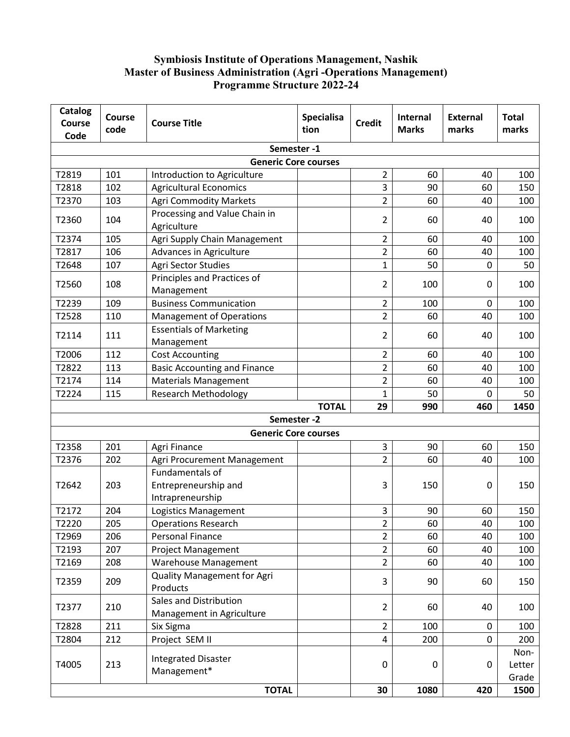# Symbiosis Institute of Operations Management, Nashik
## Master of Business Administration (Agri -Operations Management)
## Programme Structure 2022-24

| Catalog Course Code | Course code | Course Title | Specialisation | Credit | Internal Marks | External marks | Total marks |
|---|---|---|---|---|---|---|---|
| **Semester -1** | | | | | | | |
| **Generic Core courses** | | | | | | | |
| T2819 | 101 | Introduction to Agriculture | | 2 | 60 | 40 | 100 |
| T2818 | 102 | Agricultural Economics | | 3 | 90 | 60 | 150 |
| T2370 | 103 | Agri Commodity Markets | | 2 | 60 | 40 | 100 |
| T2360 | 104 | Processing and Value Chain in Agriculture | | 2 | 60 | 40 | 100 |
| T2374 | 105 | Agri Supply Chain Management | | 2 | 60 | 40 | 100 |
| T2817 | 106 | Advances in Agriculture | | 2 | 60 | 40 | 100 |
| T2648 | 107 | Agri Sector Studies | | 1 | 50 | 0 | 50 |
| T2560 | 108 | Principles and Practices of Management | | 2 | 100 | 0 | 100 |
| T2239 | 109 | Business Communication | | 2 | 100 | 0 | 100 |
| T2528 | 110 | Management of Operations | | 2 | 60 | 40 | 100 |
| T2114 | 111 | Essentials of Marketing Management | | 2 | 60 | 40 | 100 |
| T2006 | 112 | Cost Accounting | | 2 | 60 | 40 | 100 |
| T2822 | 113 | Basic Accounting and Finance | | 2 | 60 | 40 | 100 |
| T2174 | 114 | Materials Management | | 2 | 60 | 40 | 100 |
| T2224 | 115 | Research Methodology | | 1 | 50 | 0 | 50 |
| | | | **TOTAL** | **29** | **990** | **460** | **1450** |
| **Semester -2** | | | | | | | |
| **Generic Core courses** | | | | | | | |
| T2358 | 201 | Agri Finance | | 3 | 90 | 60 | 150 |
| T2376 | 202 | Agri Procurement Management | | 2 | 60 | 40 | 100 |
| T2642 | 203 | Fundamentals of Entrepreneurship and Intrapreneurship | | 3 | 150 | 0 | 150 |
| T2172 | 204 | Logistics Management | | 3 | 90 | 60 | 150 |
| T2220 | 205 | Operations Research | | 2 | 60 | 40 | 100 |
| T2969 | 206 | Personal Finance | | 2 | 60 | 40 | 100 |
| T2193 | 207 | Project Management | | 2 | 60 | 40 | 100 |
| T2169 | 208 | Warehouse Management | | 2 | 60 | 40 | 100 |
| T2359 | 209 | Quality Management for Agri Products | | 3 | 90 | 60 | 150 |
| T2377 | 210 | Sales and Distribution Management in Agriculture | | 2 | 60 | 40 | 100 |
| T2828 | 211 | Six Sigma | | 2 | 100 | 0 | 100 |
| T2804 | 212 | Project SEM II | | 4 | 200 | 0 | 200 |
| T4005 | 213 | Integrated Disaster Management* | | 0 | 0 | 0 | Non-Letter Grade |
| | | **TOTAL** | | **30** | **1080** | **420** | **1500** |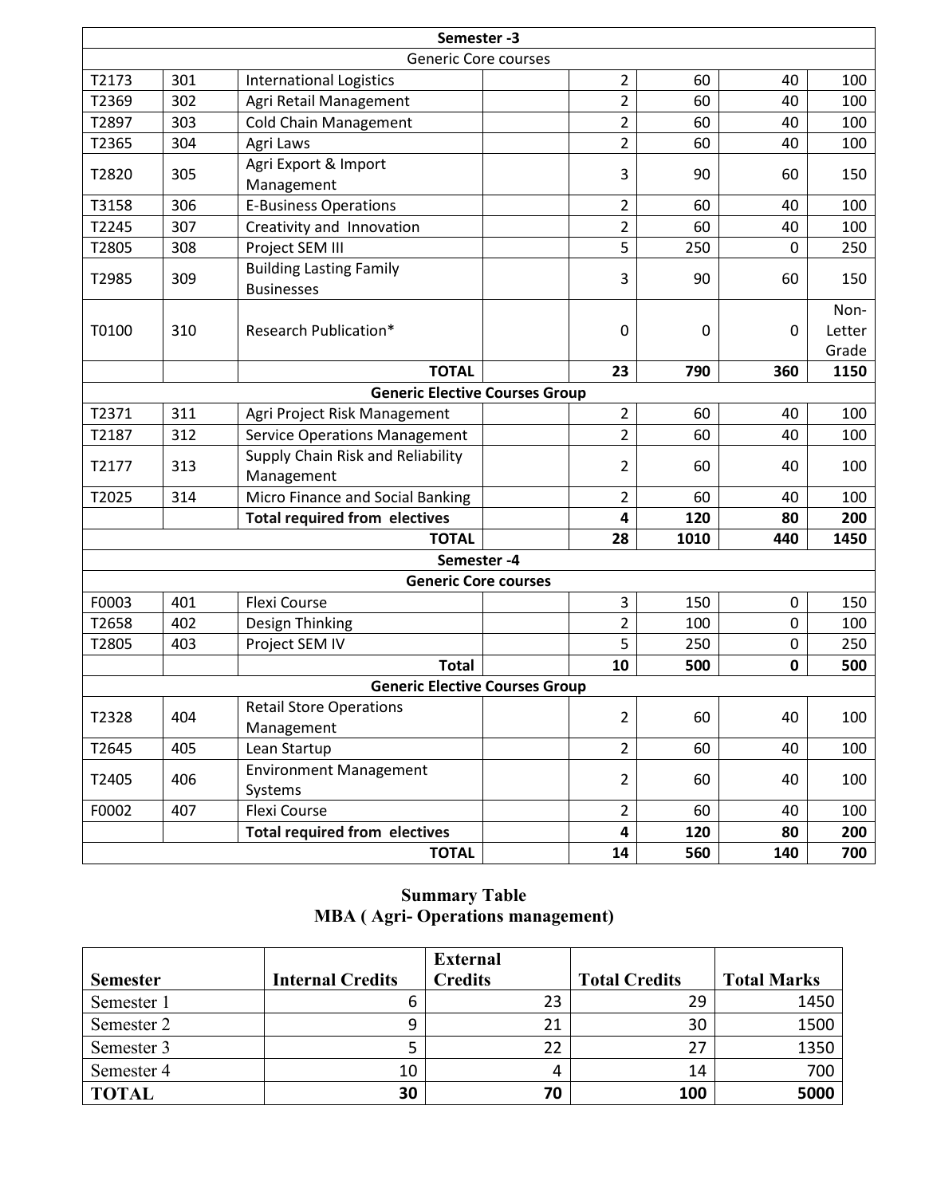| | | | | | | | |
|---|---|---|---|---|---|---|---|
| **Semester -3** | | | | | | | |
| Generic Core courses | | | | | | | |
| T2173 | 301 | International Logistics | | 2 | 60 | 40 | 100 |
| T2369 | 302 | Agri Retail Management | | 2 | 60 | 40 | 100 |
| T2897 | 303 | Cold Chain Management | | 2 | 60 | 40 | 100 |
| T2365 | 304 | Agri Laws | | 2 | 60 | 40 | 100 |
| T2820 | 305 | Agri Export & Import Management | | 3 | 90 | 60 | 150 |
| T3158 | 306 | E-Business Operations | | 2 | 60 | 40 | 100 |
| T2245 | 307 | Creativity and Innovation | | 2 | 60 | 40 | 100 |
| T2805 | 308 | Project SEM III | | 5 | 250 | 0 | 250 |
| T2985 | 309 | Building Lasting Family Businesses | | 3 | 90 | 60 | 150 |
| T0100 | 310 | Research Publication* | | 0 | 0 | 0 | Non-Letter Grade |
| | | **TOTAL** | | **23** | **790** | **360** | **1150** |
| **Generic Elective Courses Group** | | | | | | | |
| T2371 | 311 | Agri Project Risk Management | | 2 | 60 | 40 | 100 |
| T2187 | 312 | Service Operations Management | | 2 | 60 | 40 | 100 |
| T2177 | 313 | Supply Chain Risk and Reliability Management | | 2 | 60 | 40 | 100 |
| T2025 | 314 | Micro Finance and Social Banking | | 2 | 60 | 40 | 100 |
| | | **Total required from electives** | | **4** | **120** | **80** | **200** |
| **TOTAL** | | | | **28** | **1010** | **440** | **1450** |
| **Semester -4** | | | | | | | |
| **Generic Core courses** | | | | | | | |
| F0003 | 401 | Flexi Course | | 3 | 150 | 0 | 150 |
| T2658 | 402 | Design Thinking | | 2 | 100 | 0 | 100 |
| T2805 | 403 | Project SEM IV | | 5 | 250 | 0 | 250 |
| | | **Total** | | **10** | **500** | **0** | **500** |
| **Generic Elective Courses Group** | | | | | | | |
| T2328 | 404 | Retail Store Operations Management | | 2 | 60 | 40 | 100 |
| T2645 | 405 | Lean Startup | | 2 | 60 | 40 | 100 |
| T2405 | 406 | Environment Management Systems | | 2 | 60 | 40 | 100 |
| F0002 | 407 | Flexi Course | | 2 | 60 | 40 | 100 |
| | | **Total required from electives** | | **4** | **120** | **80** | **200** |
| **TOTAL** | | | | **14** | **560** | **140** | **700** |

## Summary Table
## MBA ( Agri- Operations management)

| **Semester** | **Internal Credits** | **External Credits** | **Total Credits** | **Total Marks** |
|---|---|---|---|---|
| Semester 1 | 6 | 23 | 29 | 1450 |
| Semester 2 | 9 | 21 | 30 | 1500 |
| Semester 3 | 5 | 22 | 27 | 1350 |
| Semester 4 | 10 | 4 | 14 | 700 |
| **TOTAL** | **30** | **70** | **100** | **5000** |